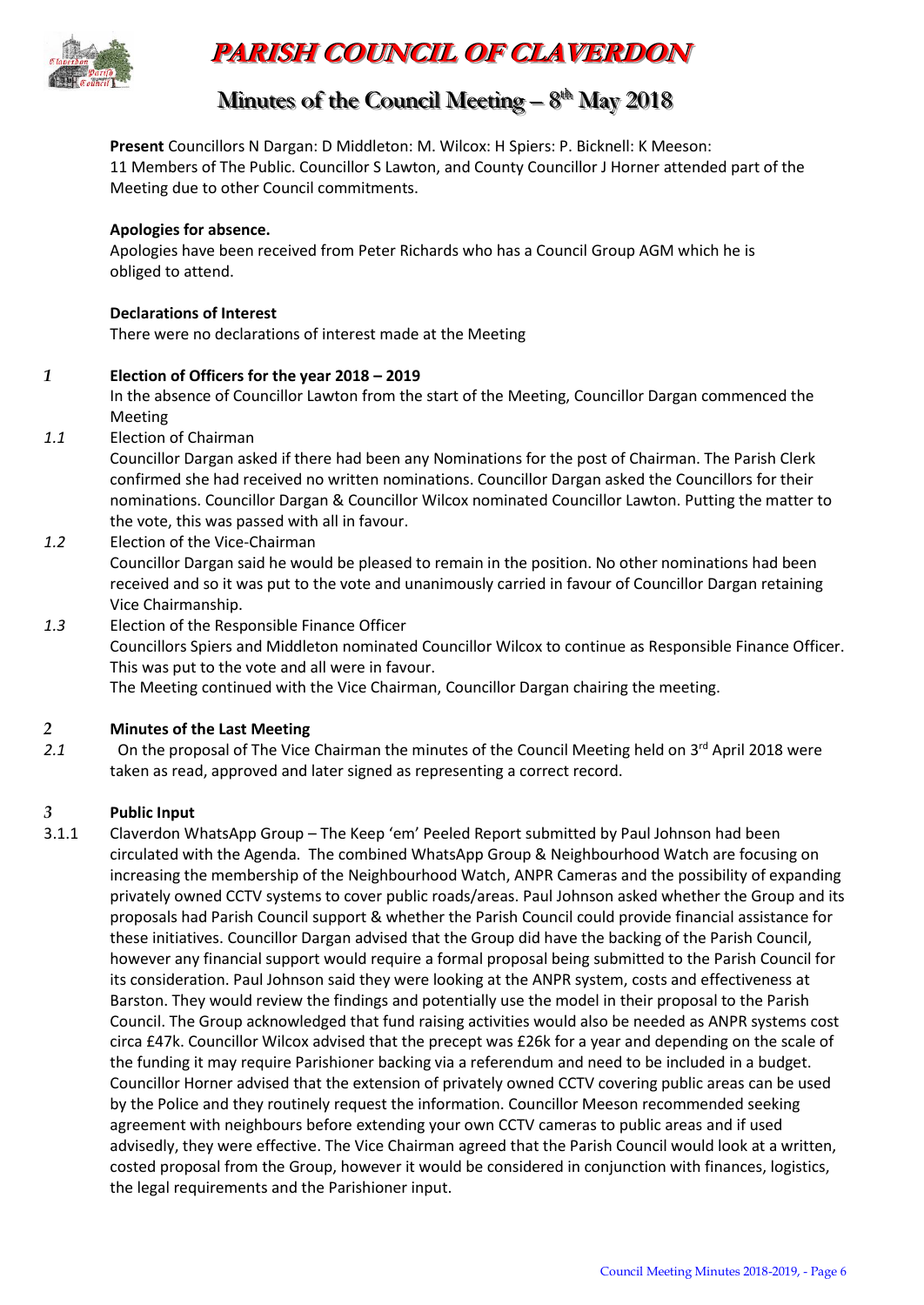# PARISH COUNCIL OF CLAVERDON

## Minutes of the Council Meeting – 8th May 2018

**Present** Councillors N Dargan: D Middleton: M. Wilcox: H Spiers: P. Bicknell: K Meeson: 11 Members of The Public. Councillor S Lawton, and County Councillor J Horner attended part of the Meeting due to other Council commitments.

**Apologies for absence.**

Apologies have been received from Peter Richards who has a Council Group AGM which he is obliged to attend.

**Declarations of Interest**

There were no declarations of interest made at the Meeting

*1* **Election of Officers for the year 2018 – 2019**

In the absence of Councillor Lawton from the start of the Meeting, Councillor Dargan commenced the Meeting

*1.1* Election of Chairman

Councillor Dargan asked if there had been any Nominations for the post of Chairman. The Parish Clerk confirmed she had received no written nominations. Councillor Dargan asked the Councillors for their nominations. Councillor Dargan & Councillor Wilcox nominated Councillor Lawton. Putting the matter to the vote, this was passed with all in favour.

*1.2* Election of the Vice-Chairman

Councillor Dargan said he would be pleased to remain in the position. No other nominations had been received and so it was put to the vote and unanimously carried in favour of Councillor Dargan retaining Vice Chairmanship.

*1.3* Election of the Responsible Finance Officer

Councillors Spiers and Middleton nominated Councillor Wilcox to continue as Responsible Finance Officer. This was put to the vote and all were in favour.

The Meeting continued with the Vice Chairman, Councillor Dargan chairing the meeting.

*2* **Minutes of the Last Meeting**

*2.1* On the proposal of The Vice Chairman the minutes of the Council Meeting held on 3rd April 2018 were taken as read, approved and later signed as representing a correct record.

*3* **Public Input**

3.1.1 Claverdon WhatsApp Group – The Keep 'em' Peeled Report submitted by Paul Johnson had been circulated with the Agenda. The combined WhatsApp Group & Neighbourhood Watch are focusing on increasing the membership of the Neighbourhood Watch, ANPR Cameras and the possibility of expanding privately owned CCTV systems to cover public roads/areas. Paul Johnson asked whether the Group and its proposals had Parish Council support & whether the Parish Council could provide financial assistance for these initiatives. Councillor Dargan advised that the Group did have the backing of the Parish Council, however any financial support would require a formal proposal being submitted to the Parish Council for its consideration. Paul Johnson said they were looking at the ANPR system, costs and effectiveness at Barston. They would review the findings and potentially use the model in their proposal to the Parish Council. The Group acknowledged that fund raising activities would also be needed as ANPR systems cost circa £47k. Councillor Wilcox advised that the precept was £26k for a year and depending on the scale of the funding it may require Parishioner backing via a referendum and need to be included in a budget. Councillor Horner advised that the extension of privately owned CCTV covering public areas can be used by the Police and they routinely request the information. Councillor Meeson recommended seeking agreement with neighbours before extending your own CCTV cameras to public areas and if used advisedly, they were effective. The Vice Chairman agreed that the Parish Council would look at a written, costed proposal from the Group, however it would be considered in conjunction with finances, logistics, the legal requirements and the Parishioner input.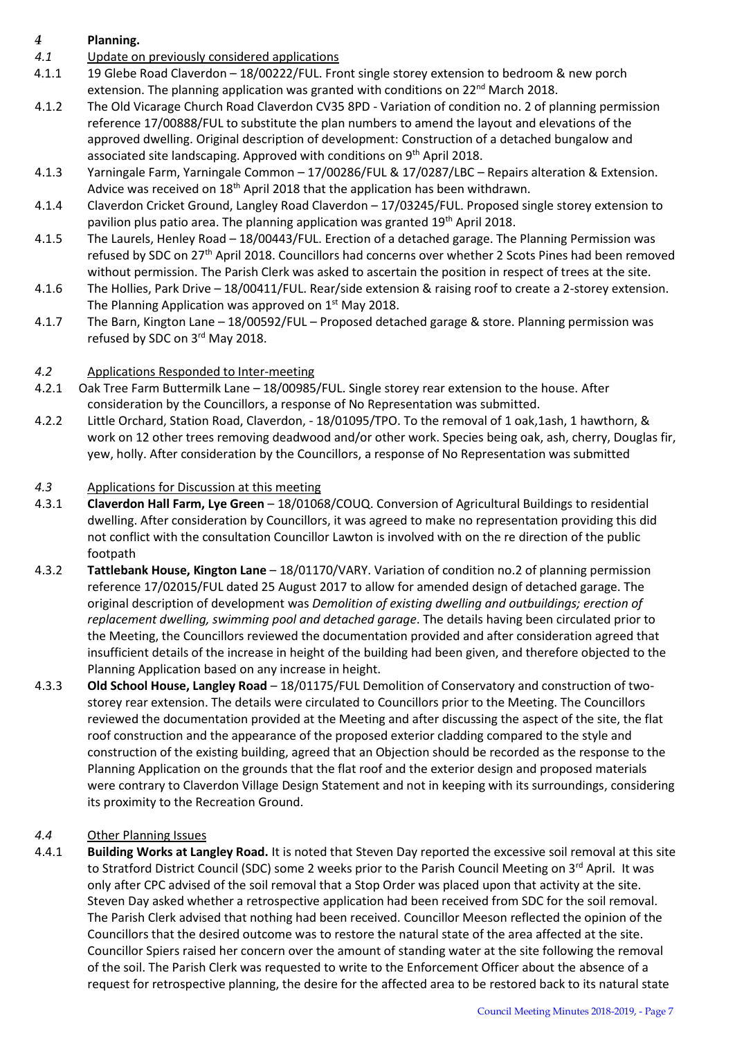# 4 Planning.

## 4.1 Update on previously considered applications

4.1.1 19 Glebe Road Claverdon – 18/00222/FUL. Front single storey extension to bedroom & new porch extension. The planning application was granted with conditions on 22nd March 2018.

4.1.2 The Old Vicarage Church Road Claverdon CV35 8PD - Variation of condition no. 2 of planning permission reference 17/00888/FUL to substitute the plan numbers to amend the layout and elevations of the approved dwelling. Original description of development: Construction of a detached bungalow and associated site landscaping. Approved with conditions on 9th April 2018.

4.1.3 Yarningale Farm, Yarningale Common – 17/00286/FUL & 17/0287/LBC – Repairs alteration & Extension. Advice was received on 18th April 2018 that the application has been withdrawn.

4.1.4 Claverdon Cricket Ground, Langley Road Claverdon – 17/03245/FUL. Proposed single storey extension to pavilion plus patio area. The planning application was granted 19th April 2018.

4.1.5 The Laurels, Henley Road – 18/00443/FUL. Erection of a detached garage. The Planning Permission was refused by SDC on 27th April 2018. Councillors had concerns over whether 2 Scots Pines had been removed without permission. The Parish Clerk was asked to ascertain the position in respect of trees at the site.

4.1.6 The Hollies, Park Drive – 18/00411/FUL. Rear/side extension & raising roof to create a 2-storey extension. The Planning Application was approved on 1st May 2018.

4.1.7 The Barn, Kington Lane – 18/00592/FUL – Proposed detached garage & store. Planning permission was refused by SDC on 3rd May 2018.

## 4.2 Applications Responded to Inter-meeting

4.2.1 Oak Tree Farm Buttermilk Lane – 18/00985/FUL. Single storey rear extension to the house. After consideration by the Councillors, a response of No Representation was submitted.

4.2.2 Little Orchard, Station Road, Claverdon, - 18/01095/TPO. To the removal of 1 oak,1ash, 1 hawthorn, & work on 12 other trees removing deadwood and/or other work. Species being oak, ash, cherry, Douglas fir, yew, holly. After consideration by the Councillors, a response of No Representation was submitted

## 4.3 Applications for Discussion at this meeting

4.3.1 **Claverdon Hall Farm, Lye Green** – 18/01068/COUQ. Conversion of Agricultural Buildings to residential dwelling. After consideration by Councillors, it was agreed to make no representation providing this did not conflict with the consultation Councillor Lawton is involved with on the re direction of the public footpath

4.3.2 **Tattlebank House, Kington Lane** – 18/01170/VARY. Variation of condition no.2 of planning permission reference 17/02015/FUL dated 25 August 2017 to allow for amended design of detached garage. The original description of development was *Demolition of existing dwelling and outbuildings; erection of replacement dwelling, swimming pool and detached garage*. The details having been circulated prior to the Meeting, the Councillors reviewed the documentation provided and after consideration agreed that insufficient details of the increase in height of the building had been given, and therefore objected to the Planning Application based on any increase in height.

4.3.3 **Old School House, Langley Road** – 18/01175/FUL Demolition of Conservatory and construction of two-storey rear extension. The details were circulated to Councillors prior to the Meeting. The Councillors reviewed the documentation provided at the Meeting and after discussing the aspect of the site, the flat roof construction and the appearance of the proposed exterior cladding compared to the style and construction of the existing building, agreed that an Objection should be recorded as the response to the Planning Application on the grounds that the flat roof and the exterior design and proposed materials were contrary to Claverdon Village Design Statement and not in keeping with its surroundings, considering its proximity to the Recreation Ground.

## 4.4 Other Planning Issues

4.4.1 **Building Works at Langley Road.** It is noted that Steven Day reported the excessive soil removal at this site to Stratford District Council (SDC) some 2 weeks prior to the Parish Council Meeting on 3rd April. It was only after CPC advised of the soil removal that a Stop Order was placed upon that activity at the site. Steven Day asked whether a retrospective application had been received from SDC for the soil removal. The Parish Clerk advised that nothing had been received. Councillor Meeson reflected the opinion of the Councillors that the desired outcome was to restore the natural state of the area affected at the site. Councillor Spiers raised her concern over the amount of standing water at the site following the removal of the soil. The Parish Clerk was requested to write to the Enforcement Officer about the absence of a request for retrospective planning, the desire for the affected area to be restored back to its natural state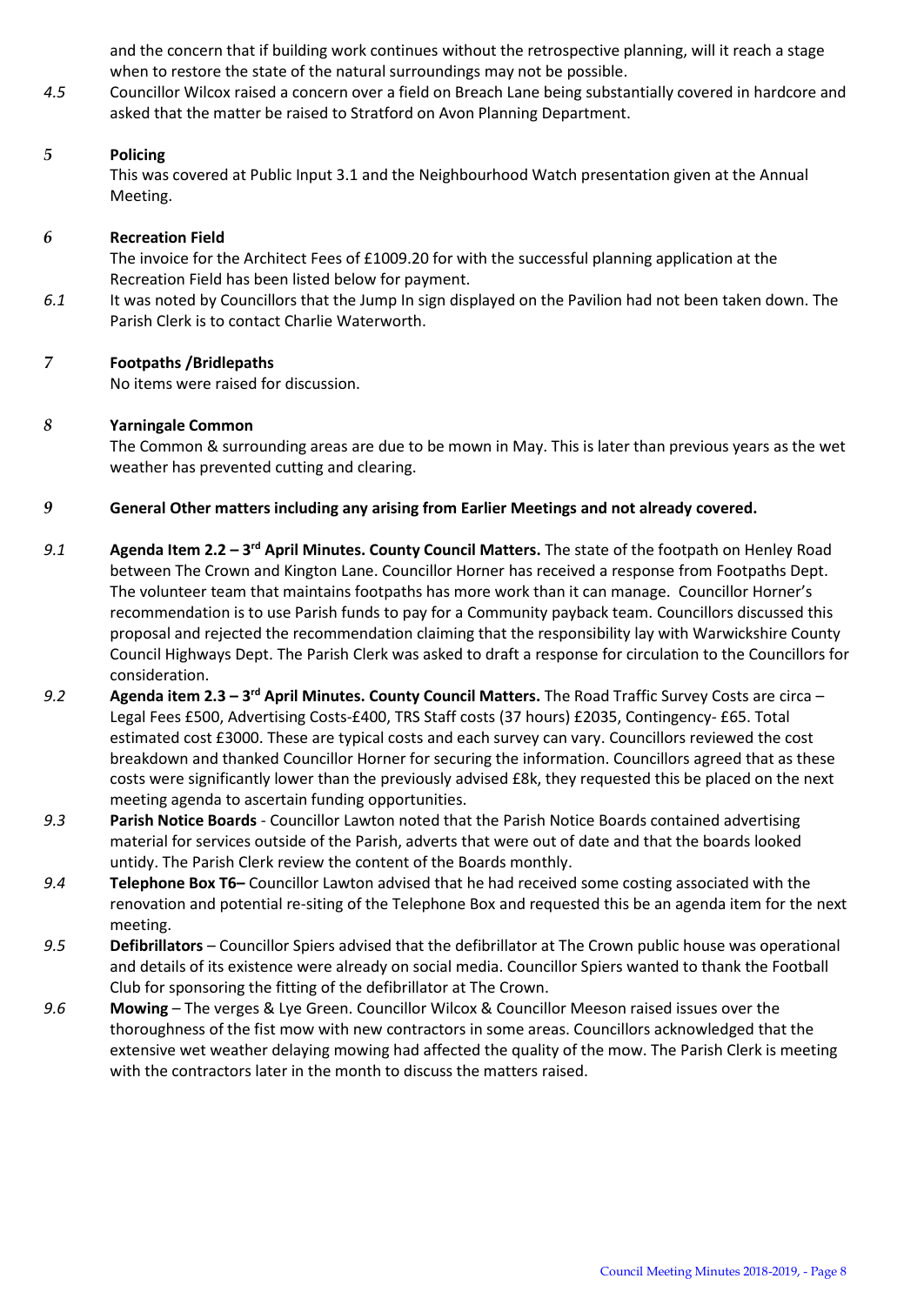and the concern that if building work continues without the retrospective planning, will it reach a stage when to restore the state of the natural surroundings may not be possible.

*4.5* Councillor Wilcox raised a concern over a field on Breach Lane being substantially covered in hardcore and asked that the matter be raised to Stratford on Avon Planning Department.

*5* **Policing**

This was covered at Public Input 3.1 and the Neighbourhood Watch presentation given at the Annual Meeting.

*6* **Recreation Field**

The invoice for the Architect Fees of £1009.20 for with the successful planning application at the Recreation Field has been listed below for payment.

*6.1* It was noted by Councillors that the Jump In sign displayed on the Pavilion had not been taken down. The Parish Clerk is to contact Charlie Waterworth.

*7* **Footpaths /Bridlepaths**

No items were raised for discussion.

*8* **Yarningale Common**

The Common & surrounding areas are due to be mown in May. This is later than previous years as the wet weather has prevented cutting and clearing.

*9* **General Other matters including any arising from Earlier Meetings and not already covered.**

*9.1* **Agenda Item 2.2 – 3rd April Minutes. County Council Matters.** The state of the footpath on Henley Road between The Crown and Kington Lane. Councillor Horner has received a response from Footpaths Dept. The volunteer team that maintains footpaths has more work than it can manage. Councillor Horner's recommendation is to use Parish funds to pay for a Community payback team. Councillors discussed this proposal and rejected the recommendation claiming that the responsibility lay with Warwickshire County Council Highways Dept. The Parish Clerk was asked to draft a response for circulation to the Councillors for consideration.

*9.2* **Agenda item 2.3 – 3rd April Minutes. County Council Matters.** The Road Traffic Survey Costs are circa – Legal Fees £500, Advertising Costs-£400, TRS Staff costs (37 hours) £2035, Contingency- £65. Total estimated cost £3000. These are typical costs and each survey can vary. Councillors reviewed the cost breakdown and thanked Councillor Horner for securing the information. Councillors agreed that as these costs were significantly lower than the previously advised £8k, they requested this be placed on the next meeting agenda to ascertain funding opportunities.

*9.3* **Parish Notice Boards** - Councillor Lawton noted that the Parish Notice Boards contained advertising material for services outside of the Parish, adverts that were out of date and that the boards looked untidy. The Parish Clerk review the content of the Boards monthly.

*9.4* **Telephone Box T6–** Councillor Lawton advised that he had received some costing associated with the renovation and potential re-siting of the Telephone Box and requested this be an agenda item for the next meeting.

*9.5* **Defibrillators** – Councillor Spiers advised that the defibrillator at The Crown public house was operational and details of its existence were already on social media. Councillor Spiers wanted to thank the Football Club for sponsoring the fitting of the defibrillator at The Crown.

*9.6* **Mowing** – The verges & Lye Green. Councillor Wilcox & Councillor Meeson raised issues over the thoroughness of the fist mow with new contractors in some areas. Councillors acknowledged that the extensive wet weather delaying mowing had affected the quality of the mow. The Parish Clerk is meeting with the contractors later in the month to discuss the matters raised.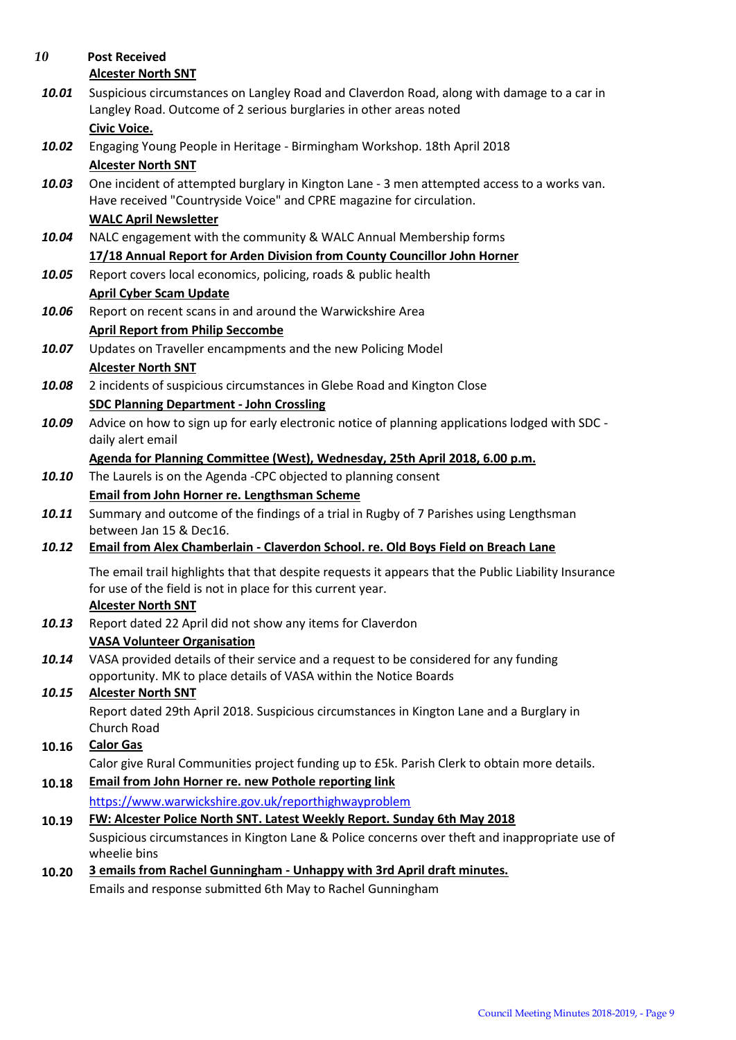**10** **Post Received**

**Alcester North SNT**

**10.01** Suspicious circumstances on Langley Road and Claverdon Road, along with damage to a car in Langley Road. Outcome of 2 serious burglaries in other areas noted

**Civic Voice.**

**10.02** Engaging Young People in Heritage - Birmingham Workshop. 18th April 2018

**Alcester North SNT**

**10.03** One incident of attempted burglary in Kington Lane - 3 men attempted access to a works van. Have received "Countryside Voice" and CPRE magazine for circulation.

**WALC April Newsletter**

**10.04** NALC engagement with the community & WALC Annual Membership forms

**17/18 Annual Report for Arden Division from County Councillor John Horner**

**10.05** Report covers local economics, policing, roads & public health

**April Cyber Scam Update**

**10.06** Report on recent scans in and around the Warwickshire Area

**April Report from Philip Seccombe**

**10.07** Updates on Traveller encampments and the new Policing Model

**Alcester North SNT**

**10.08** 2 incidents of suspicious circumstances in Glebe Road and Kington Close

**SDC Planning Department - John Crossling**

**10.09** Advice on how to sign up for early electronic notice of planning applications lodged with SDC - daily alert email

**Agenda for Planning Committee (West), Wednesday, 25th April 2018, 6.00 p.m.**

**10.10** The Laurels is on the Agenda -CPC objected to planning consent

**Email from John Horner re. Lengthsman Scheme**

**10.11** Summary and outcome of the findings of a trial in Rugby of 7 Parishes using Lengthsman between Jan 15 & Dec16.

**10.12** **Email from Alex Chamberlain - Claverdon School. re. Old Boys Field on Breach Lane**

The email trail highlights that that despite requests it appears that the Public Liability Insurance for use of the field is not in place for this current year.

**Alcester North SNT**

**10.13** Report dated 22 April did not show any items for Claverdon

**VASA Volunteer Organisation**

**10.14** VASA provided details of their service and a request to be considered for any funding opportunity. MK to place details of VASA within the Notice Boards

**10.15** **Alcester North SNT**

Report dated 29th April 2018. Suspicious circumstances in Kington Lane and a Burglary in Church Road

**10.16** **Calor Gas**

Calor give Rural Communities project funding up to £5k. Parish Clerk to obtain more details.

**10.18** **Email from John Horner re. new Pothole reporting link**

https://www.warwickshire.gov.uk/reporthighwayproblem

**10.19** **FW: Alcester Police North SNT. Latest Weekly Report. Sunday 6th May 2018**

Suspicious circumstances in Kington Lane & Police concerns over theft and inappropriate use of wheelie bins

**10.20** **3 emails from Rachel Gunningham - Unhappy with 3rd April draft minutes.**

Emails and response submitted 6th May to Rachel Gunningham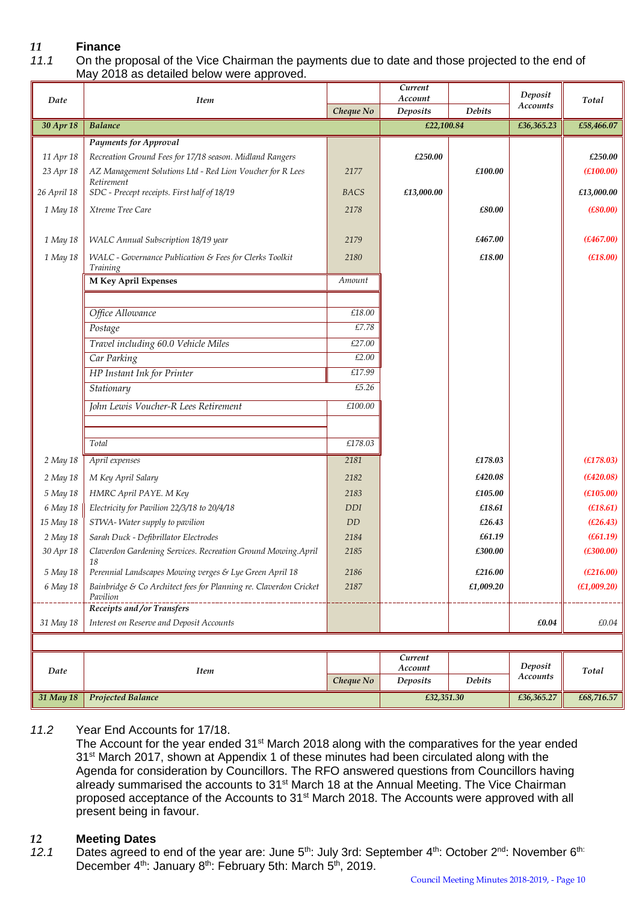## 11 Finance

*11.1* On the proposal of the Vice Chairman the payments due to date and those projected to the end of May 2018 as detailed below were approved.

| Date | Item | Cheque No | Current Account Deposits | Debits | Deposit Accounts | Total |
|---|---|---|---|---|---|---|
| 30 Apr 18 | Balance | | £22,100.84 | | £36,365.23 | £58,466.07 |
| | Payments for Approval | | | | | |
| 11 Apr 18 | Recreation Ground Fees for 17/18 season. Midland Rangers | | £250.00 | | | £250.00 |
| 23 Apr 18 | AZ Management Solutions Ltd - Red Lion Voucher for R Lees Retirement | 2177 | | £100.00 | | (£100.00) |
| 26 April 18 | SDC - Precept receipts. First half of 18/19 | BACS | £13,000.00 | | | £13,000.00 |
| 1 May 18 | Xtreme Tree Care | 2178 | | £80.00 | | (£80.00) |
| 1 May 18 | WALC Annual Subscription 18/19 year | 2179 | | £467.00 | | (£467.00) |
| 1 May 18 | WALC - Governance Publication & Fees for Clerks Toolkit Training | 2180 | | £18.00 | | (£18.00) |
| | **M Key April Expenses** | Amount | | | | |
| | Office Allowance | £18.00 | | | | |
| | Postage | £7.78 | | | | |
| | Travel including 60.0 Vehicle Miles | £27.00 | | | | |
| | Car Parking | £2.00 | | | | |
| | HP Instant Ink for Printer | £17.99 | | | | |
| | Stationary | £5.26 | | | | |
| | John Lewis Voucher-R Lees Retirement | £100.00 | | | | |
| | Total | £178.03 | | | | |
| 2 May 18 | April expenses | 2181 | | £178.03 | | (£178.03) |
| 2 May 18 | M Key April Salary | 2182 | | £420.08 | | (£420.08) |
| 5 May 18 | HMRC April PAYE. M Key | 2183 | | £105.00 | | (£105.00) |
| 6 May 18 | Electricity for Pavilion 22/3/18 to 20/4/18 | DDI | | £18.61 | | (£18.61) |
| 15 May 18 | STWA- Water supply to pavilion | DD | | £26.43 | | (£26.43) |
| 2 May 18 | Sarah Duck - Defibrillator Electrodes | 2184 | | £61.19 | | (£61.19) |
| 30 Apr 18 | Claverdon Gardening Services. Recreation Ground Mowing.April 18 | 2185 | | £300.00 | | (£300.00) |
| 5 May 18 | Perennial Landscapes Mowing verges & Lye Green April 18 | 2186 | | £216.00 | | (£216.00) |
| 6 May 18 | Bainbridge & Co Architect fees for Planning re. Claverdon Cricket Pavilion | 2187 | | £1,009.20 | | (£1,009.20) |
| | Receipts and /or Transfers | | | | | |
| 31 May 18 | Interest on Reserve and Deposit Accounts | | | | £0.04 | £0.04 |
| 31 May 18 | Projected Balance | | £32,351.30 | | £36,365.27 | £68,716.57 |

*11.2* Year End Accounts for 17/18.

The Account for the year ended 31st March 2018 along with the comparatives for the year ended 31st March 2017, shown at Appendix 1 of these minutes had been circulated along with the Agenda for consideration by Councillors. The RFO answered questions from Councillors having already summarised the accounts to 31st March 18 at the Annual Meeting. The Vice Chairman proposed acceptance of the Accounts to 31st March 2018. The Accounts were approved with all present being in favour.

## 12 Meeting Dates

*12.1* Dates agreed to end of the year are: June 5th: July 3rd: September 4th: October 2nd: November 6th: December 4th: January 8th: February 5th: March 5th, 2019.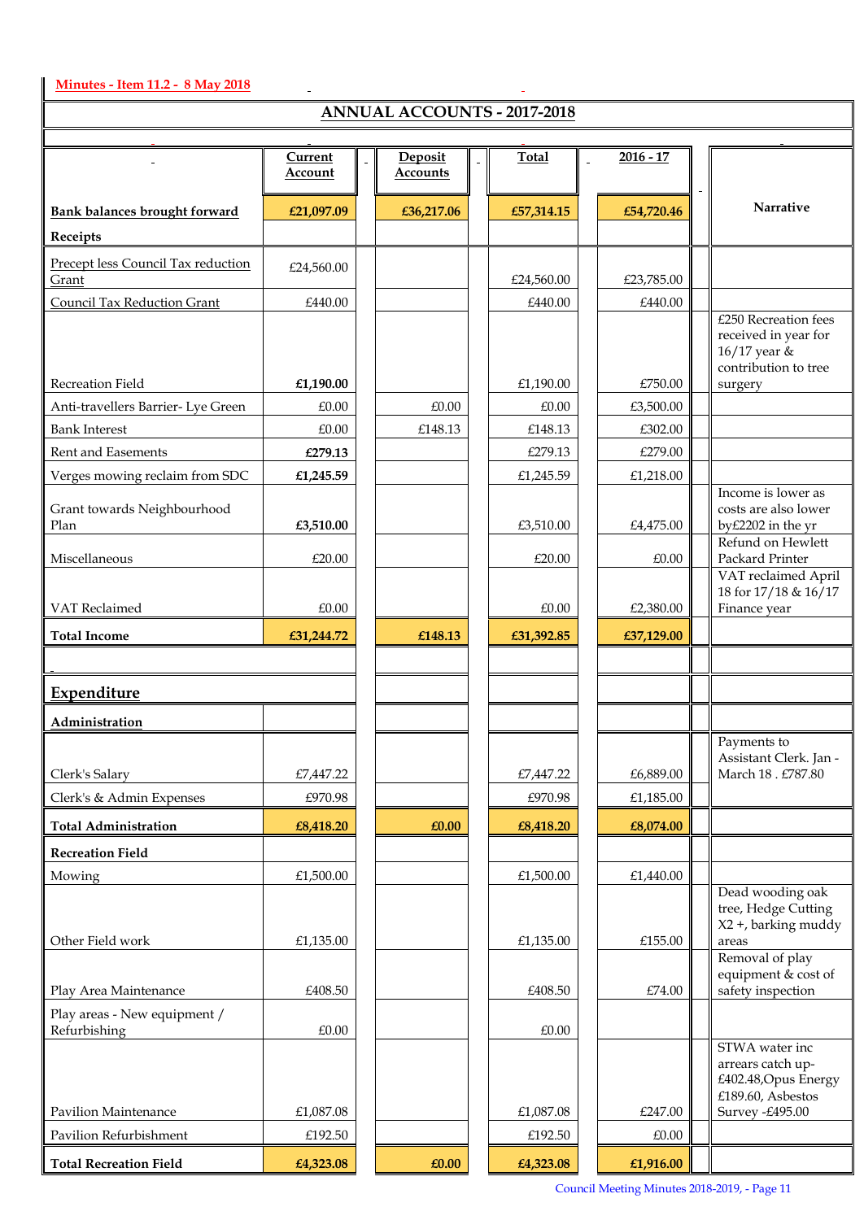Minutes - Item 11.2 - 8 May 2018

## ANNUAL ACCOUNTS - 2017-2018

| | Current Account | Deposit Accounts | Total | 2016 - 17 | Narrative |
|---|---|---|---|---|---|
| **Bank balances brought forward** | **£21,097.09** | **£36,217.06** | **£57,314.15** | **£54,720.46** | |
| **Receipts** | | | | | |
| Precept less Council Tax reduction Grant | £24,560.00 | | £24,560.00 | £23,785.00 | |
| Council Tax Reduction Grant | £440.00 | | £440.00 | £440.00 | |
| Recreation Field | **£1,190.00** | | £1,190.00 | £750.00 | £250 Recreation fees received in year for 16/17 year & contribution to tree surgery |
| Anti-travellers Barrier- Lye Green | £0.00 | £0.00 | £0.00 | £3,500.00 | |
| Bank Interest | £0.00 | £148.13 | £148.13 | £302.00 | |
| Rent and Easements | **£279.13** | | £279.13 | £279.00 | |
| Verges mowing reclaim from SDC | **£1,245.59** | | £1,245.59 | £1,218.00 | |
| Grant towards Neighbourhood Plan | **£3,510.00** | | £3,510.00 | £4,475.00 | Income is lower as costs are also lower by£2202 in the yr |
| Miscellaneous | £20.00 | | £20.00 | £0.00 | Refund on Hewlett Packard Printer |
| VAT Reclaimed | £0.00 | | £0.00 | £2,380.00 | VAT reclaimed April 18 for 17/18 & 16/17 Finance year |
| **Total Income** | **£31,244.72** | **£148.13** | **£31,392.85** | **£37,129.00** | |
| | | | | | |
| **Expenditure** | | | | | |
| **Administration** | | | | | |
| Clerk's Salary | £7,447.22 | | £7,447.22 | £6,889.00 | Payments to Assistant Clerk. Jan - March 18 . £787.80 |
| Clerk's & Admin Expenses | £970.98 | | £970.98 | £1,185.00 | |
| **Total Administration** | **£8,418.20** | **£0.00** | **£8,418.20** | **£8,074.00** | |
| **Recreation Field** | | | | | |
| Mowing | £1,500.00 | | £1,500.00 | £1,440.00 | |
| Other Field work | £1,135.00 | | £1,135.00 | £155.00 | Dead wooding oak tree, Hedge Cutting X2 +, barking muddy areas |
| Play Area Maintenance | £408.50 | | £408.50 | £74.00 | Removal of play equipment & cost of safety inspection |
| Play areas - New equipment / Refurbishing | £0.00 | | £0.00 | | |
| Pavilion Maintenance | £1,087.08 | | £1,087.08 | £247.00 | STWA water inc arrears catch up- £402.48,Opus Energy £189.60, Asbestos Survey -£495.00 |
| Pavilion Refurbishment | £192.50 | | £192.50 | £0.00 | |
| **Total Recreation Field** | **£4,323.08** | **£0.00** | **£4,323.08** | **£1,916.00** | |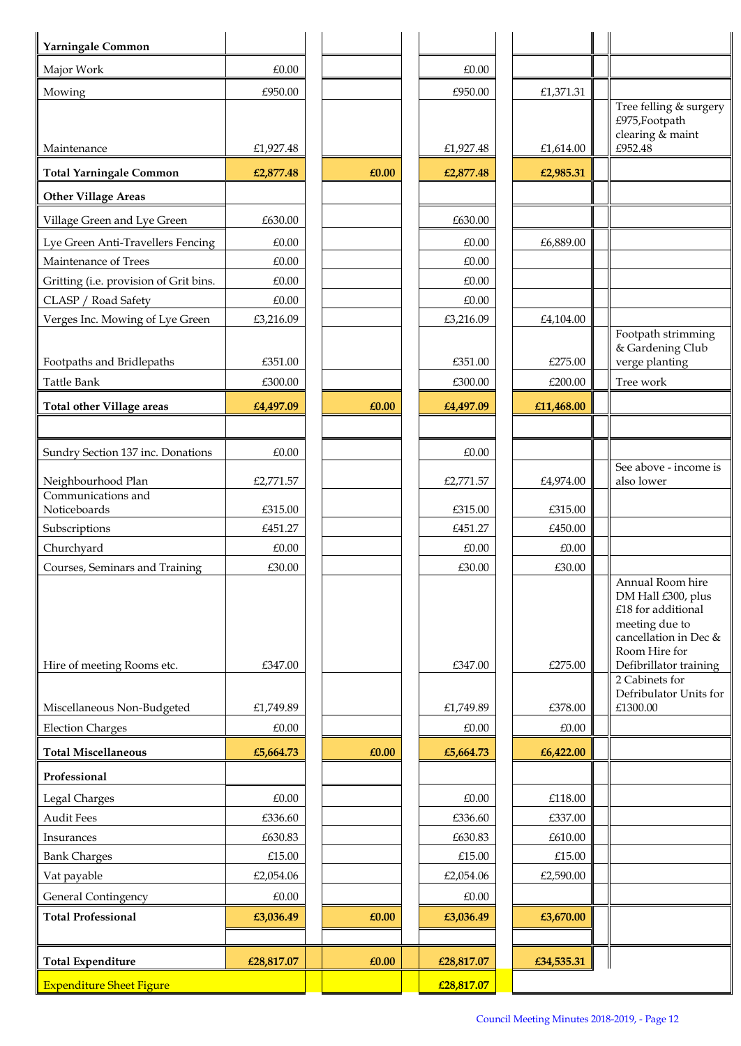| | | | | | | |
|---|---|---|---|---|---|---|
| **Yarningale Common** | | | | | | |
| Major Work | £0.00 | | £0.00 | | | |
| Mowing | £950.00 | | £950.00 | £1,371.31 | | |
| Maintenance | £1,927.48 | | £1,927.48 | £1,614.00 | | Tree felling & surgery £975,Footpath clearing & maint £952.48 |
| **Total Yarningale Common** | **£2,877.48** | **£0.00** | **£2,877.48** | **£2,985.31** | | |
| **Other Village Areas** | | | | | | |
| Village Green and Lye Green | £630.00 | | £630.00 | | | |
| Lye Green Anti-Travellers Fencing | £0.00 | | £0.00 | £6,889.00 | | |
| Maintenance of Trees | £0.00 | | £0.00 | | | |
| Gritting (i.e. provision of Grit bins. | £0.00 | | £0.00 | | | |
| CLASP / Road Safety | £0.00 | | £0.00 | | | |
| Verges Inc. Mowing of Lye Green | £3,216.09 | | £3,216.09 | £4,104.00 | | |
| Footpaths and Bridlepaths | £351.00 | | £351.00 | £275.00 | | Footpath strimming & Gardening Club verge planting |
| Tattle Bank | £300.00 | | £300.00 | £200.00 | | Tree work |
| **Total other Village areas** | **£4,497.09** | **£0.00** | **£4,497.09** | **£11,468.00** | | |
| | | | | | | |
| Sundry Section 137 inc. Donations | £0.00 | | £0.00 | | | |
| Neighbourhood Plan | £2,771.57 | | £2,771.57 | £4,974.00 | | See above - income is also lower |
| Communications and Noticeboards | £315.00 | | £315.00 | £315.00 | | |
| Subscriptions | £451.27 | | £451.27 | £450.00 | | |
| Churchyard | £0.00 | | £0.00 | £0.00 | | |
| Courses, Seminars and Training | £30.00 | | £30.00 | £30.00 | | |
| Hire of meeting Rooms etc. | £347.00 | | £347.00 | £275.00 | | Annual Room hire DM Hall £300, plus £18 for additional meeting due to cancellation in Dec & Room Hire for Defibrillator training |
| Miscellaneous Non-Budgeted | £1,749.89 | | £1,749.89 | £378.00 | | 2 Cabinets for Defribulator Units for £1300.00 |
| Election Charges | £0.00 | | £0.00 | £0.00 | | |
| **Total Miscellaneous** | **£5,664.73** | **£0.00** | **£5,664.73** | **£6,422.00** | | |
| **Professional** | | | | | | |
| Legal Charges | £0.00 | | £0.00 | £118.00 | | |
| Audit Fees | £336.60 | | £336.60 | £337.00 | | |
| Insurances | £630.83 | | £630.83 | £610.00 | | |
| Bank Charges | £15.00 | | £15.00 | £15.00 | | |
| Vat payable | £2,054.06 | | £2,054.06 | £2,590.00 | | |
| General Contingency | £0.00 | | £0.00 | | | |
| **Total Professional** | **£3,036.49** | **£0.00** | **£3,036.49** | **£3,670.00** | | |
| | | | | | | |
| **Total Expenditure** | **£28,817.07** | **£0.00** | **£28,817.07** | **£34,535.31** | | |
| Expenditure Sheet Figure | | | **£28,817.07** | | | |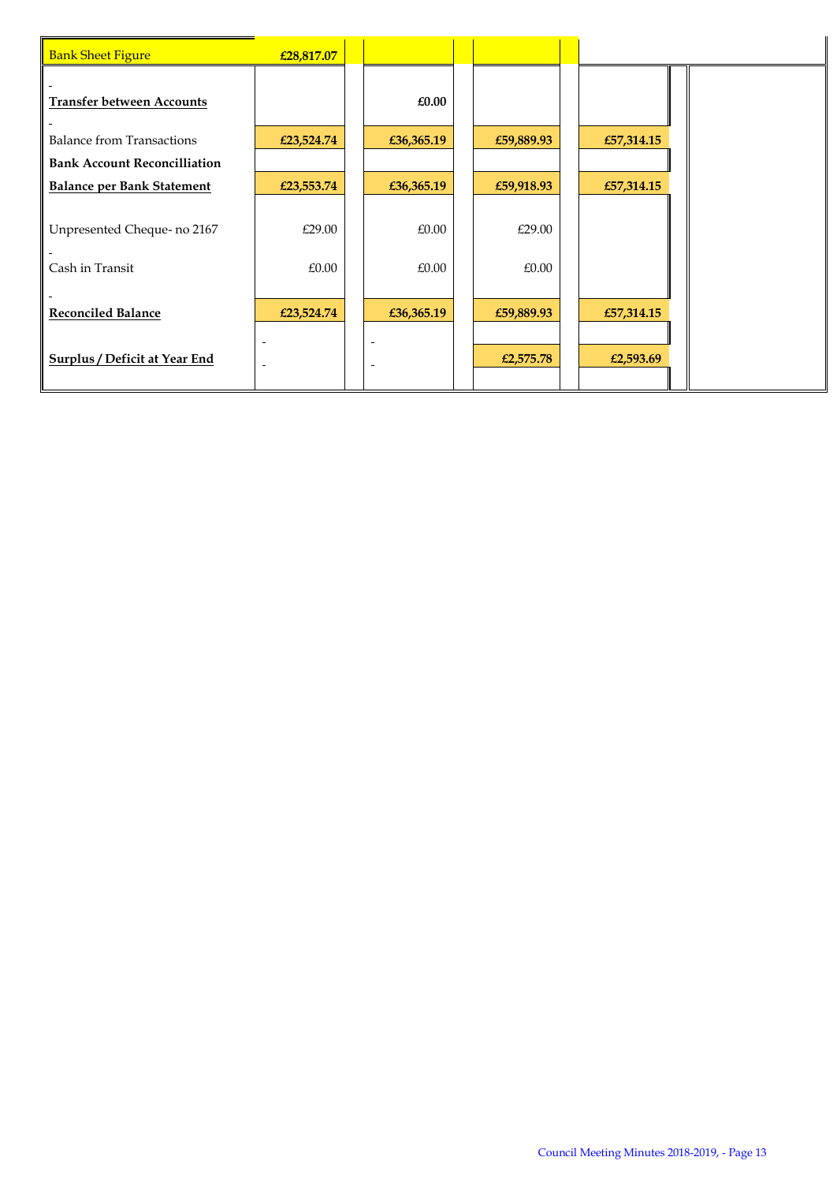| | | | | | |
|---|---|---|---|---|---|
| Bank Sheet Figure | £28,817.07 | | | | |
| -<br>**Transfer between Accounts** | | £0.00 | | | |
| -<br>Balance from Transactions | £23,524.74 | £36,365.19 | £59,889.93 | £57,314.15 | |
| **Bank Account Reconcilliation** | | | | | |
| **Balance per Bank Statement** | £23,553.74 | £36,365.19 | £59,918.93 | £57,314.15 | |
| Unpresented Cheque- no 2167 | £29.00 | £0.00 | £29.00 | | |
| -<br>Cash in Transit | £0.00 | £0.00 | £0.00 | | |
| -<br>**Reconciled Balance** | £23,524.74 | £36,365.19 | £59,889.93 | £57,314.15 | |
| **Surplus / Deficit at Year End** | - | - | £2,575.78 | £2,593.69 | |

Council Meeting Minutes 2018-2019, - Page 13